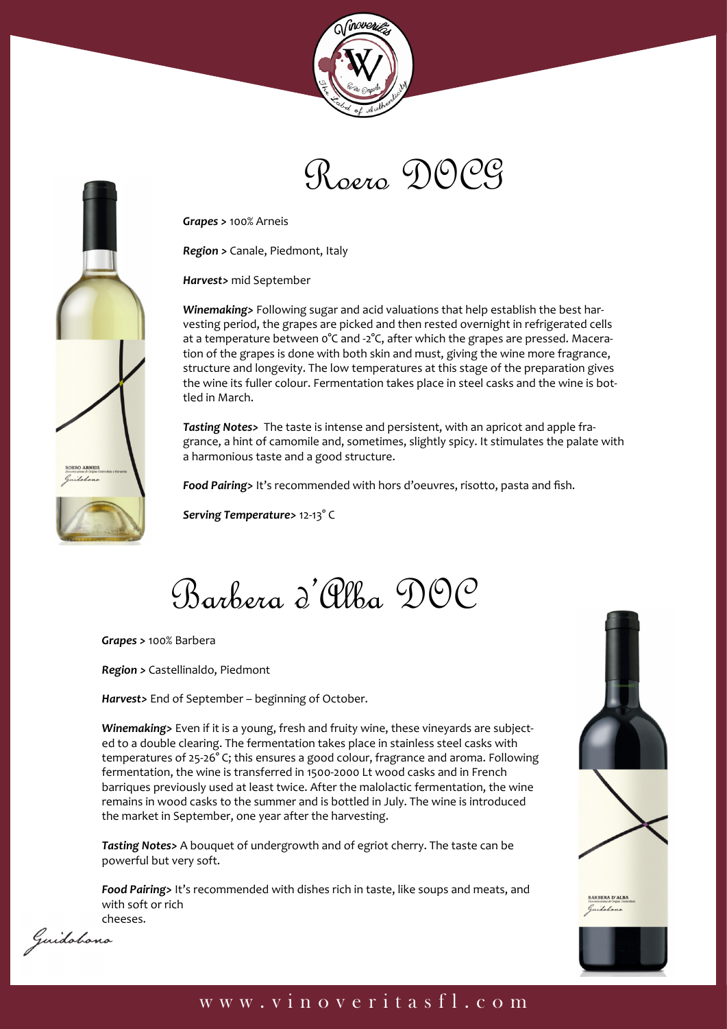# Roero DOCG

***Grapes >*** 100% Arneis

***Region >*** Canale, Piedmont, Italy

***Harvest>*** mid September

***Winemaking>*** Following sugar and acid valuations that help establish the best harvesting period, the grapes are picked and then rested overnight in refrigerated cells at a temperature between 0°C and -2°C, after which the grapes are pressed. Maceration of the grapes is done with both skin and must, giving the wine more fragrance, structure and longevity. The low temperatures at this stage of the preparation gives the wine its fuller colour. Fermentation takes place in steel casks and the wine is bottled in March.

***Tasting Notes>*** The taste is intense and persistent, with an apricot and apple fragrance, a hint of camomile and, sometimes, slightly spicy. It stimulates the palate with a harmonious taste and a good structure.

***Food Pairing>*** It's recommended with hors d'oeuvres, risotto, pasta and fish.

***Serving Temperature>*** 12-13° C

# Barbera d'Alba DOC

***Grapes >*** 100% Barbera

***Region >*** Castellinaldo, Piedmont

***Harvest>*** End of September – beginning of October.

***Winemaking>*** Even if it is a young, fresh and fruity wine, these vineyards are subjected to a double clearing. The fermentation takes place in stainless steel casks with temperatures of 25-26° C; this ensures a good colour, fragrance and aroma. Following fermentation, the wine is transferred in 1500-2000 Lt wood casks and in French barriques previously used at least twice. After the malolactic fermentation, the wine remains in wood casks to the summer and is bottled in July. The wine is introduced the market in September, one year after the harvesting.

***Tasting Notes>*** A bouquet of undergrowth and of egriot cherry. The taste can be powerful but very soft.

***Food Pairing>*** It's recommended with dishes rich in taste, like soups and meats, and with soft or rich cheeses.

Guidobono

www.vinoveritasfl.com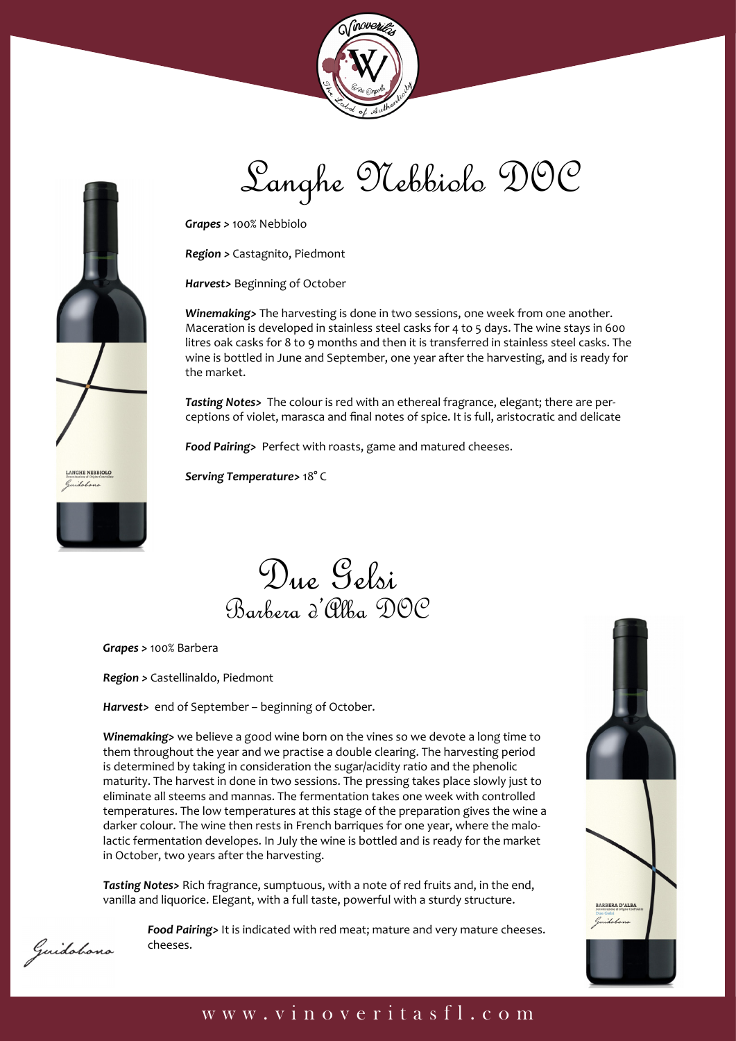# Langhe Nebbiolo DOC

***Grapes >*** 100% Nebbiolo

***Region >*** Castagnito, Piedmont

***Harvest>*** Beginning of October

***Winemaking>*** The harvesting is done in two sessions, one week from one another. Maceration is developed in stainless steel casks for 4 to 5 days. The wine stays in 600 litres oak casks for 8 to 9 months and then it is transferred in stainless steel casks. The wine is bottled in June and September, one year after the harvesting, and is ready for the market.

***Tasting Notes>*** The colour is red with an ethereal fragrance, elegant; there are perceptions of violet, marasca and final notes of spice. It is full, aristocratic and delicate

***Food Pairing>*** Perfect with roasts, game and matured cheeses.

***Serving Temperature>*** 18° C

# Due Gelsi

## Barbera d'Alba DOC

***Grapes >*** 100% Barbera

***Region >*** Castellinaldo, Piedmont

***Harvest>*** end of September – beginning of October.

***Winemaking>*** we believe a good wine born on the vines so we devote a long time to them throughout the year and we practise a double clearing. The harvesting period is determined by taking in consideration the sugar/acidity ratio and the phenolic maturity. The harvest in done in two sessions. The pressing takes place slowly just to eliminate all steems and mannas. The fermentation takes one week with controlled temperatures. The low temperatures at this stage of the preparation gives the wine a darker colour. The wine then rests in French barriques for one year, where the malolactic fermentation developes. In July the wine is bottled and is ready for the market in October, two years after the harvesting.

***Tasting Notes>*** Rich fragrance, sumptuous, with a note of red fruits and, in the end, vanilla and liquorice. Elegant, with a full taste, powerful with a sturdy structure.

***Food Pairing>*** It is indicated with red meat; mature and very mature cheeses. cheeses.

Guidobono

www.vinoveritasfl.com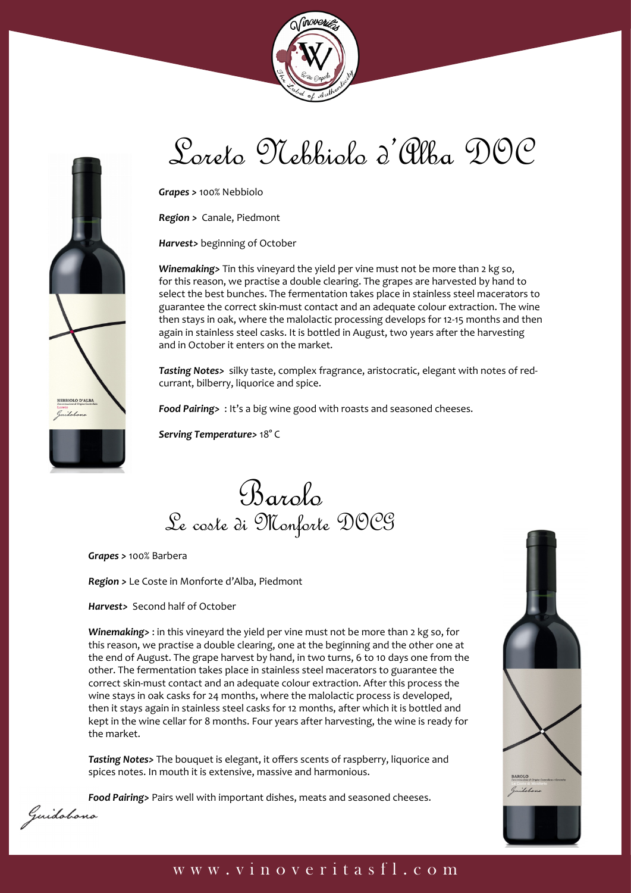# Loreto Nebbiolo d'Alba DOC

***Grapes >*** 100% Nebbiolo

***Region >*** Canale, Piedmont

***Harvest>*** beginning of October

***Winemaking>*** Tin this vineyard the yield per vine must not be more than 2 kg so, for this reason, we practise a double clearing. The grapes are harvested by hand to select the best bunches. The fermentation takes place in stainless steel macerators to guarantee the correct skin-must contact and an adequate colour extraction. The wine then stays in oak, where the malolactic processing develops for 12-15 months and then again in stainless steel casks. It is bottled in August, two years after the harvesting and in October it enters on the market.

***Tasting Notes>*** silky taste, complex fragrance, aristocratic, elegant with notes of red-currant, bilberry, liquorice and spice.

***Food Pairing>*** : It's a big wine good with roasts and seasoned cheeses.

***Serving Temperature>*** 18° C

# Barolo
## Le coste di Monforte DOCG

***Grapes >*** 100% Barbera

***Region >*** Le Coste in Monforte d'Alba, Piedmont

***Harvest>*** Second half of October

***Winemaking>*** : in this vineyard the yield per vine must not be more than 2 kg so, for this reason, we practise a double clearing, one at the beginning and the other one at the end of August. The grape harvest by hand, in two turns, 6 to 10 days one from the other. The fermentation takes place in stainless steel macerators to guarantee the correct skin-must contact and an adequate colour extraction. After this process the wine stays in oak casks for 24 months, where the malolactic process is developed, then it stays again in stainless steel casks for 12 months, after which it is bottled and kept in the wine cellar for 8 months. Four years after harvesting, the wine is ready for the market.

***Tasting Notes>*** The bouquet is elegant, it offers scents of raspberry, liquorice and spices notes. In mouth it is extensive, massive and harmonious.

***Food Pairing>*** Pairs well with important dishes, meats and seasoned cheeses.

Guidobono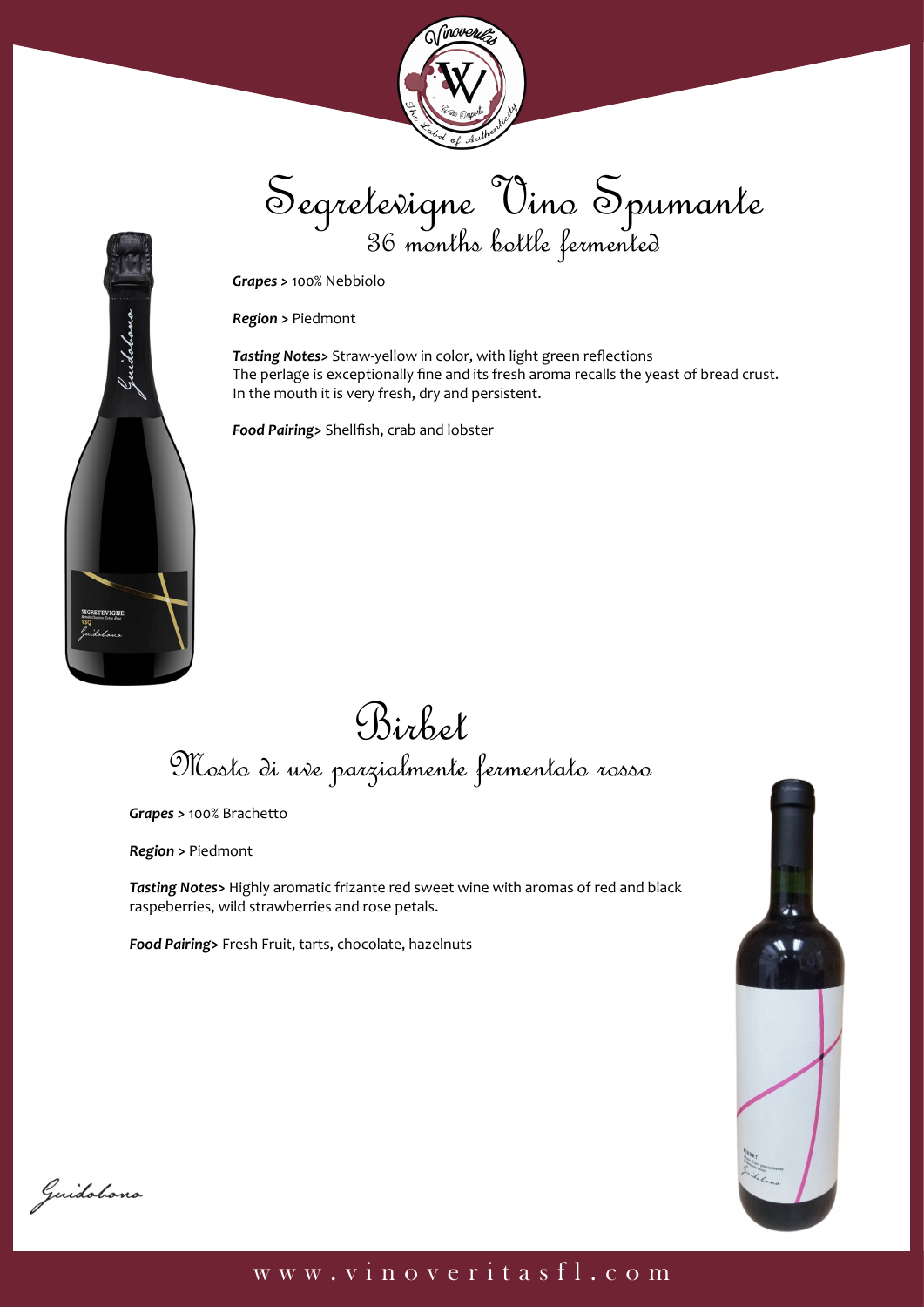# Segretevigne Vino Spumante

## 36 months bottle fermented

***Grapes >*** 100% Nebbiolo

***Region >*** Piedmont

***Tasting Notes>*** Straw-yellow in color, with light green reflections
The perlage is exceptionally fine and its fresh aroma recalls the yeast of bread crust.
In the mouth it is very fresh, dry and persistent.

***Food Pairing>*** Shellfish, crab and lobster

# Birbet

## Mosto di uve parzialmente fermentato rosso

***Grapes >*** 100% Brachetto

***Region >*** Piedmont

***Tasting Notes>*** Highly aromatic frizante red sweet wine with aromas of red and black raspeberries, wild strawberries and rose petals.

***Food Pairing>*** Fresh Fruit, tarts, chocolate, hazelnuts

Guidobono

www.vinoveritasfl.com